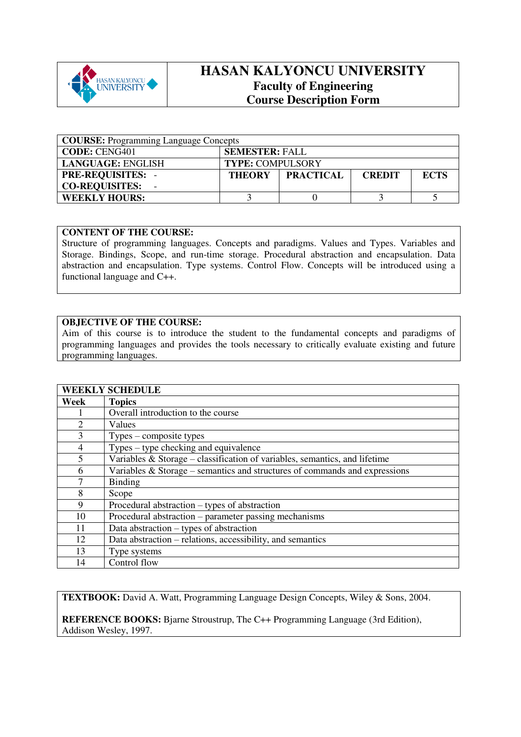# HASAN KALYONCU UNIVERSITY
## Faculty of Engineering
## Course Description Form

| **COURSE:** Programming Language Concepts | | | | |
|---|---|---|---|---|
| **CODE:** CENG401 | **SEMESTER:** FALL | | | |
| **LANGUAGE:** ENGLISH | **TYPE:** COMPULSORY | | | |
| **PRE-REQUISITES:** - <br> **CO-REQUISITES:** - | **THEORY** | **PRACTICAL** | **CREDIT** | **ECTS** |
| **WEEKLY HOURS:** | 3 | 0 | 3 | 5 |

**CONTENT OF THE COURSE:**
Structure of programming languages. Concepts and paradigms. Values and Types. Variables and Storage. Bindings, Scope, and run-time storage. Procedural abstraction and encapsulation. Data abstraction and encapsulation. Type systems. Control Flow. Concepts will be introduced using a functional language and C++.

**OBJECTIVE OF THE COURSE:**
Aim of this course is to introduce the student to the fundamental concepts and paradigms of programming languages and provides the tools necessary to critically evaluate existing and future programming languages.

| **WEEKLY SCHEDULE** | |
|---|---|
| **Week** | **Topics** |
| 1 | Overall introduction to the course |
| 2 | Values |
| 3 | Types – composite types |
| 4 | Types – type checking and equivalence |
| 5 | Variables & Storage – classification of variables, semantics, and lifetime |
| 6 | Variables & Storage – semantics and structures of commands and expressions |
| 7 | Binding |
| 8 | Scope |
| 9 | Procedural abstraction – types of abstraction |
| 10 | Procedural abstraction – parameter passing mechanisms |
| 11 | Data abstraction – types of abstraction |
| 12 | Data abstraction – relations, accessibility, and semantics |
| 13 | Type systems |
| 14 | Control flow |

**TEXTBOOK:** David A. Watt, Programming Language Design Concepts, Wiley & Sons, 2004.

**REFERENCE BOOKS:** Bjarne Stroustrup, The C++ Programming Language (3rd Edition), Addison Wesley, 1997.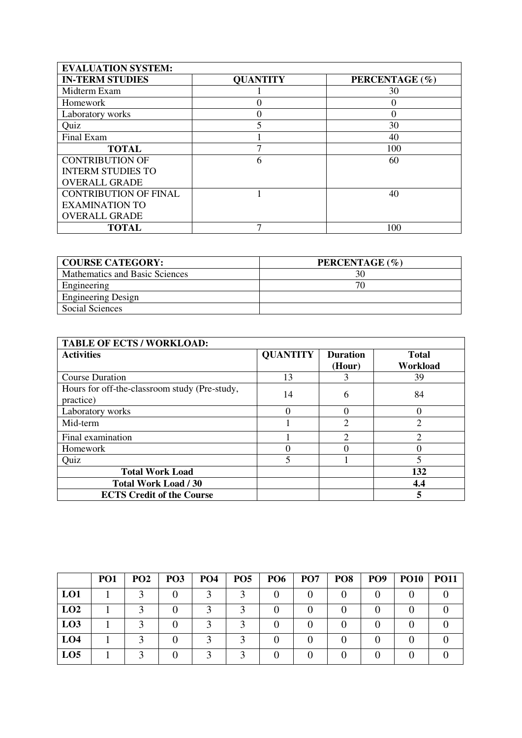| EVALUATION SYSTEM: | | |
|---|---|---|
| **IN-TERM STUDIES** | **QUANTITY** | **PERCENTAGE (%)** |
| Midterm Exam | 1 | 30 |
| Homework | 0 | 0 |
| Laboratory works | 0 | 0 |
| Quiz | 5 | 30 |
| Final Exam | 1 | 40 |
| **TOTAL** | 7 | 100 |
| CONTRIBUTION OF INTERM STUDIES TO OVERALL GRADE | 6 | 60 |
| CONTRIBUTION OF FINAL EXAMINATION TO OVERALL GRADE | 1 | 40 |
| **TOTAL** | 7 | 100 |

| COURSE CATEGORY: | PERCENTAGE (%) |
|---|---|
| Mathematics and Basic Sciences | 30 |
| Engineering | 70 |
| Engineering Design | |
| Social Sciences | |

| TABLE OF ECTS / WORKLOAD: | | | |
|---|---|---|---|
| **Activities** | **QUANTITY** | **Duration (Hour)** | **Total Workload** |
| Course Duration | 13 | 3 | 39 |
| Hours for off-the-classroom study (Pre-study, practice) | 14 | 6 | 84 |
| Laboratory works | 0 | 0 | 0 |
| Mid-term | 1 | 2 | 2 |
| Final examination | 1 | 2 | 2 |
| Homework | 0 | 0 | 0 |
| Quiz | 5 | 1 | 5 |
| **Total Work Load** | | | **132** |
| **Total Work Load / 30** | | | **4.4** |
| **ECTS Credit of the Course** | | | **5** |

| | PO1 | PO2 | PO3 | PO4 | PO5 | PO6 | PO7 | PO8 | PO9 | PO10 | PO11 |
|---|---|---|---|---|---|---|---|---|---|---|---|
| **LO1** | 1 | 3 | 0 | 3 | 3 | 0 | 0 | 0 | 0 | 0 | 0 |
| **LO2** | 1 | 3 | 0 | 3 | 3 | 0 | 0 | 0 | 0 | 0 | 0 |
| **LO3** | 1 | 3 | 0 | 3 | 3 | 0 | 0 | 0 | 0 | 0 | 0 |
| **LO4** | 1 | 3 | 0 | 3 | 3 | 0 | 0 | 0 | 0 | 0 | 0 |
| **LO5** | 1 | 3 | 0 | 3 | 3 | 0 | 0 | 0 | 0 | 0 | 0 |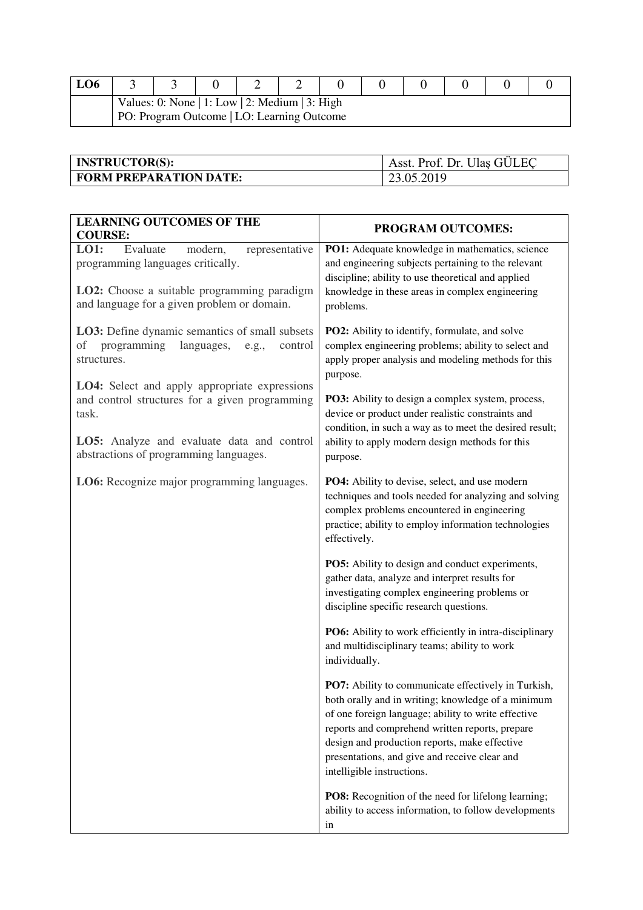| LO6 | 3 | 3 | 0 | 2 | 2 | 0 | 0 | 0 | 0 | 0 | 0 |
|---|---|---|---|---|---|---|---|---|---|---|---|
| | Values: 0: None \| 1: Low \| 2: Medium \| 3: High<br>PO: Program Outcome \| LO: Learning Outcome | | | | | | | | | | |

| **INSTRUCTOR(S):** | Asst. Prof. Dr. Ulaş GÜLEÇ |
|---|---|
| **FORM PREPARATION DATE:** | 23.05.2019 |

| **LEARNING OUTCOMES OF THE COURSE:** | **PROGRAM OUTCOMES:** |
|---|---|
| **LO1:** Evaluate modern, representative programming languages critically.<br><br>**LO2:** Choose a suitable programming paradigm and language for a given problem or domain.<br><br>**LO3:** Define dynamic semantics of small subsets of programming languages, e.g., control structures.<br><br>**LO4:** Select and apply appropriate expressions and control structures for a given programming task.<br><br>**LO5:** Analyze and evaluate data and control abstractions of programming languages.<br><br>**LO6:** Recognize major programming languages. | **PO1:** Adequate knowledge in mathematics, science and engineering subjects pertaining to the relevant discipline; ability to use theoretical and applied knowledge in these areas in complex engineering problems.<br><br>**PO2:** Ability to identify, formulate, and solve complex engineering problems; ability to select and apply proper analysis and modeling methods for this purpose.<br><br>**PO3:** Ability to design a complex system, process, device or product under realistic constraints and condition, in such a way as to meet the desired result; ability to apply modern design methods for this purpose.<br><br>**PO4:** Ability to devise, select, and use modern techniques and tools needed for analyzing and solving complex problems encountered in engineering practice; ability to employ information technologies effectively.<br><br>**PO5:** Ability to design and conduct experiments, gather data, analyze and interpret results for investigating complex engineering problems or discipline specific research questions.<br><br>**PO6:** Ability to work efficiently in intra-disciplinary and multidisciplinary teams; ability to work individually.<br><br>**PO7:** Ability to communicate effectively in Turkish, both orally and in writing; knowledge of a minimum of one foreign language; ability to write effective reports and comprehend written reports, prepare design and production reports, make effective presentations, and give and receive clear and intelligible instructions.<br><br>**PO8:** Recognition of the need for lifelong learning; ability to access information, to follow developments in |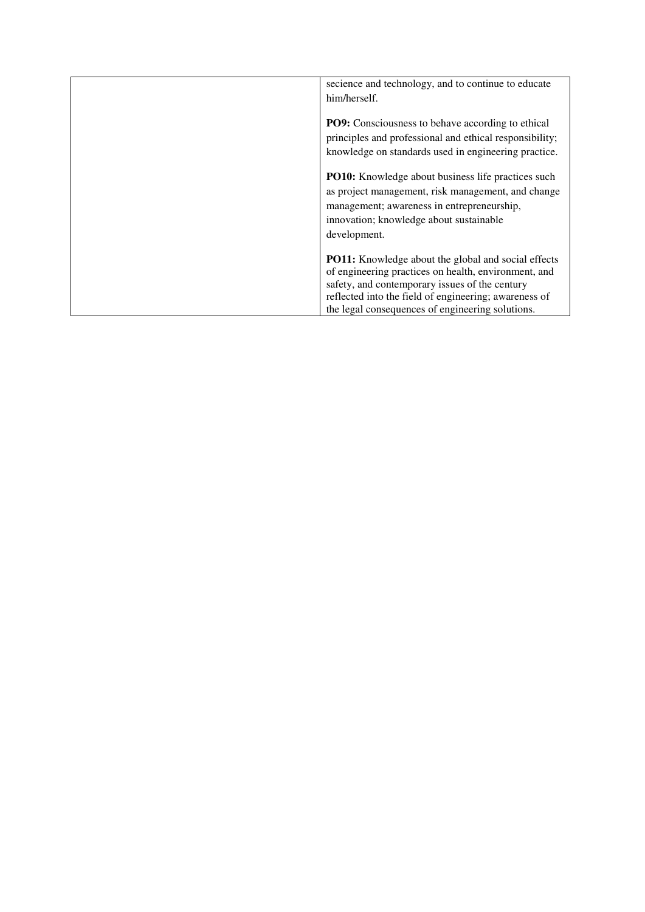| | |
|---|---|
| | secience and technology, and to continue to educate him/herself.<br><br>**PO9:** Consciousness to behave according to ethical principles and professional and ethical responsibility; knowledge on standards used in engineering practice.<br><br>**PO10:** Knowledge about business life practices such as project management, risk management, and change management; awareness in entrepreneurship, innovation; knowledge about sustainable development.<br><br>**PO11:** Knowledge about the global and social effects of engineering practices on health, environment, and safety, and contemporary issues of the century reflected into the field of engineering; awareness of the legal consequences of engineering solutions. |